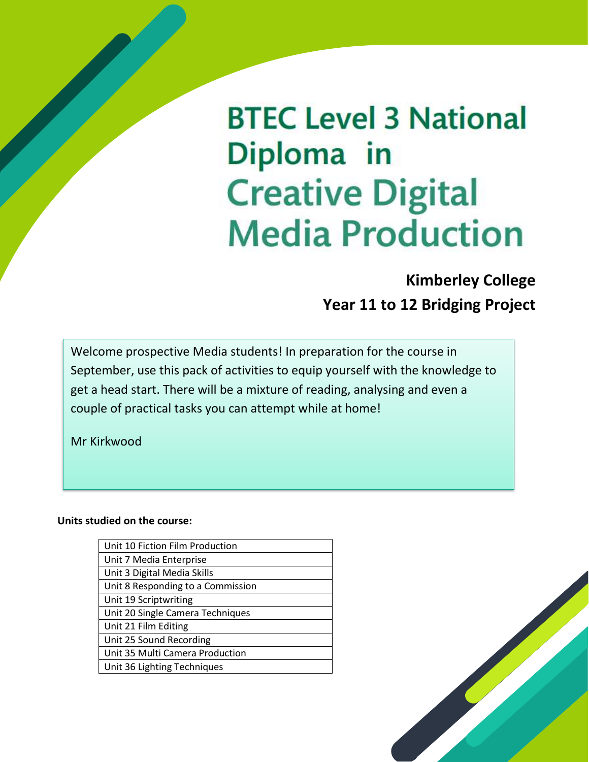# BTEC Level 3 National Diploma in Creative Digital Media Production

**Kimberley College**
**Year 11 to 12 Bridging Project**

Welcome prospective Media students! In preparation for the course in September, use this pack of activities to equip yourself with the knowledge to get a head start. There will be a mixture of reading, analysing and even a couple of practical tasks you can attempt while at home!

Mr Kirkwood

**Units studied on the course:**

| Unit |
|---|
| Unit 10 Fiction Film Production |
| Unit 7 Media Enterprise |
| Unit 3 Digital Media Skills |
| Unit 8 Responding to a Commission |
| Unit 19 Scriptwriting |
| Unit 20 Single Camera Techniques |
| Unit 21 Film Editing |
| Unit 25 Sound Recording |
| Unit 35 Multi Camera Production |
| Unit 36 Lighting Techniques |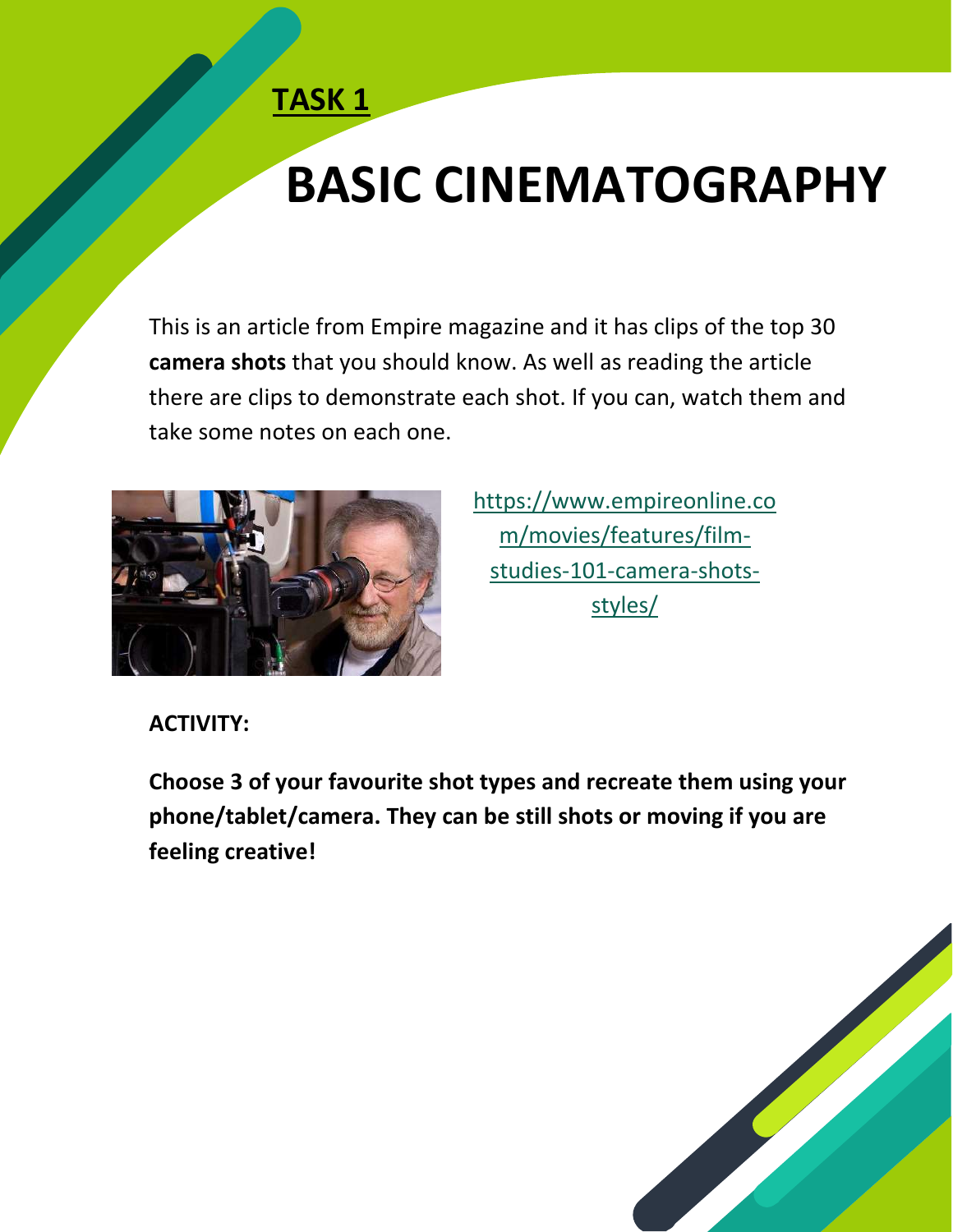**TASK 1**

# BASIC CINEMATOGRAPHY

This is an article from Empire magazine and it has clips of the top 30 **camera shots** that you should know. As well as reading the article there are clips to demonstrate each shot. If you can, watch them and take some notes on each one.

https://www.empireonline.com/movies/features/film-studies-101-camera-shots-styles/

**ACTIVITY:**

**Choose 3 of your favourite shot types and recreate them using your phone/tablet/camera. They can be still shots or moving if you are feeling creative!**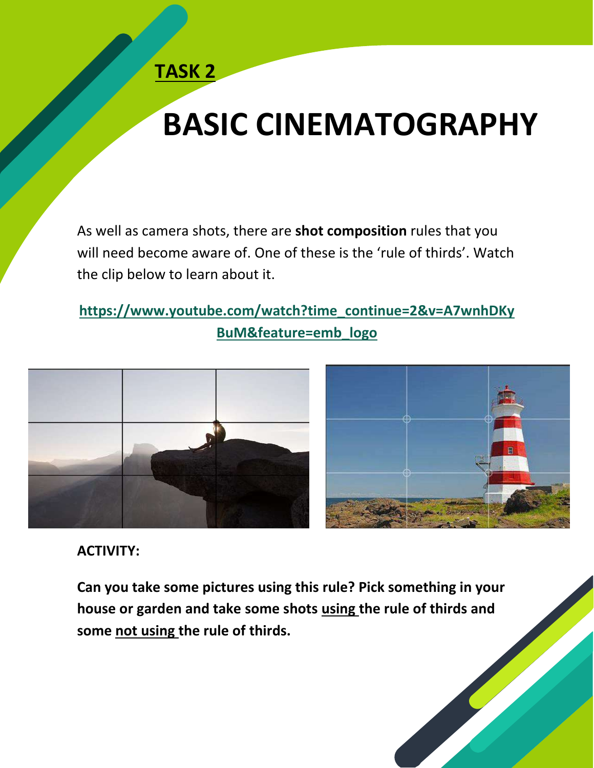**TASK 2**

# BASIC CINEMATOGRAPHY

As well as camera shots, there are **shot composition** rules that you will need become aware of. One of these is the 'rule of thirds'. Watch the clip below to learn about it.

**https://www.youtube.com/watch?time_continue=2&v=A7wnhDKyBuM&feature=emb_logo**

**ACTIVITY:**

**Can you take some pictures using this rule? Pick something in your house or garden and take some shots using the rule of thirds and some not using the rule of thirds.**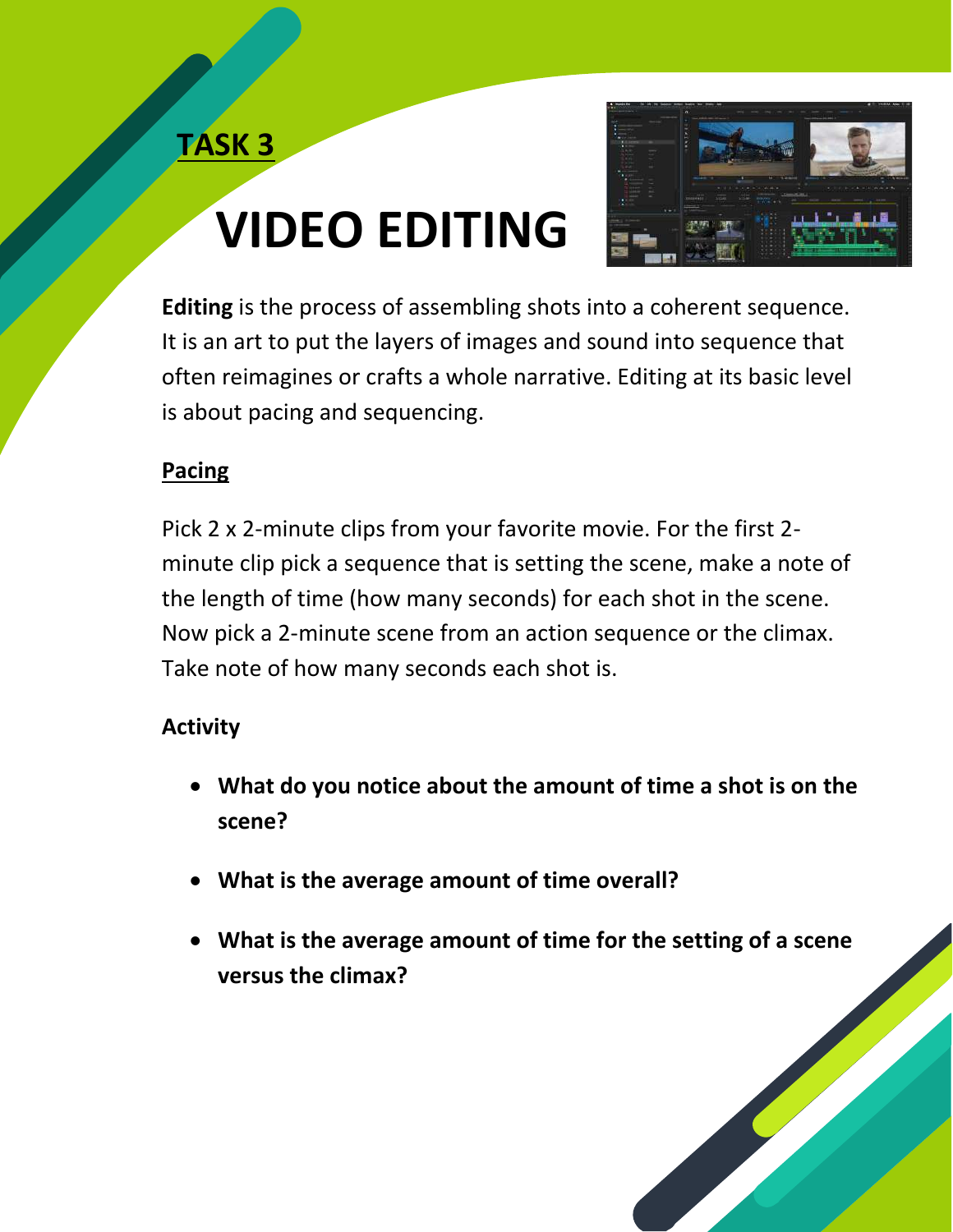## TASK 3

# VIDEO EDITING

**Editing** is the process of assembling shots into a coherent sequence. It is an art to put the layers of images and sound into sequence that often reimagines or crafts a whole narrative. Editing at its basic level is about pacing and sequencing.

### Pacing

Pick 2 x 2-minute clips from your favorite movie. For the first 2-minute clip pick a sequence that is setting the scene, make a note of the length of time (how many seconds) for each shot in the scene. Now pick a 2-minute scene from an action sequence or the climax. Take note of how many seconds each shot is.

**Activity**

- **What do you notice about the amount of time a shot is on the scene?**
- **What is the average amount of time overall?**
- **What is the average amount of time for the setting of a scene versus the climax?**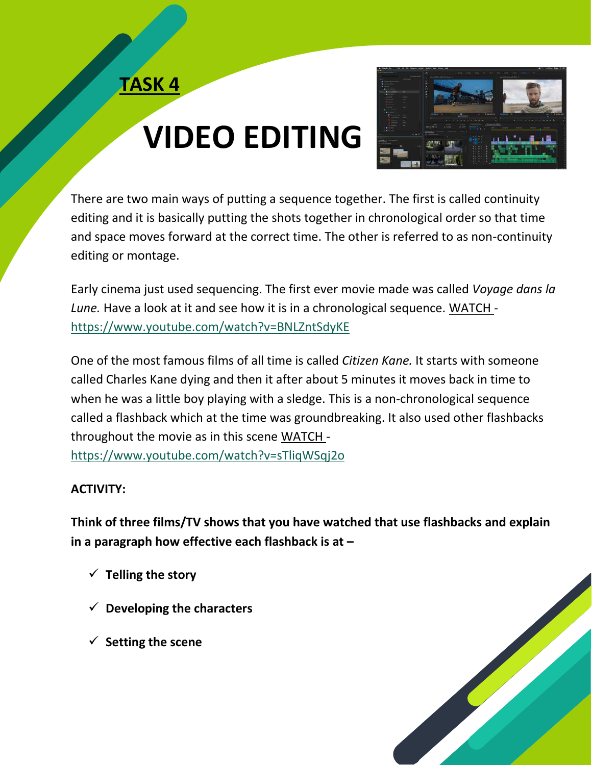# TASK 4

# VIDEO EDITING

There are two main ways of putting a sequence together. The first is called continuity editing and it is basically putting the shots together in chronological order so that time and space moves forward at the correct time. The other is referred to as non-continuity editing or montage.

Early cinema just used sequencing. The first ever movie made was called *Voyage dans la Lune.* Have a look at it and see how it is in a chronological sequence. WATCH - https://www.youtube.com/watch?v=BNLZntSdyKE

One of the most famous films of all time is called *Citizen Kane.* It starts with someone called Charles Kane dying and then it after about 5 minutes it moves back in time to when he was a little boy playing with a sledge. This is a non-chronological sequence called a flashback which at the time was groundbreaking. It also used other flashbacks throughout the movie as in this scene WATCH - https://www.youtube.com/watch?v=sTliqWSqj2o

**ACTIVITY:**

**Think of three films/TV shows that you have watched that use flashbacks and explain in a paragraph how effective each flashback is at –**

- ✓ **Telling the story**
- ✓ **Developing the characters**
- ✓ **Setting the scene**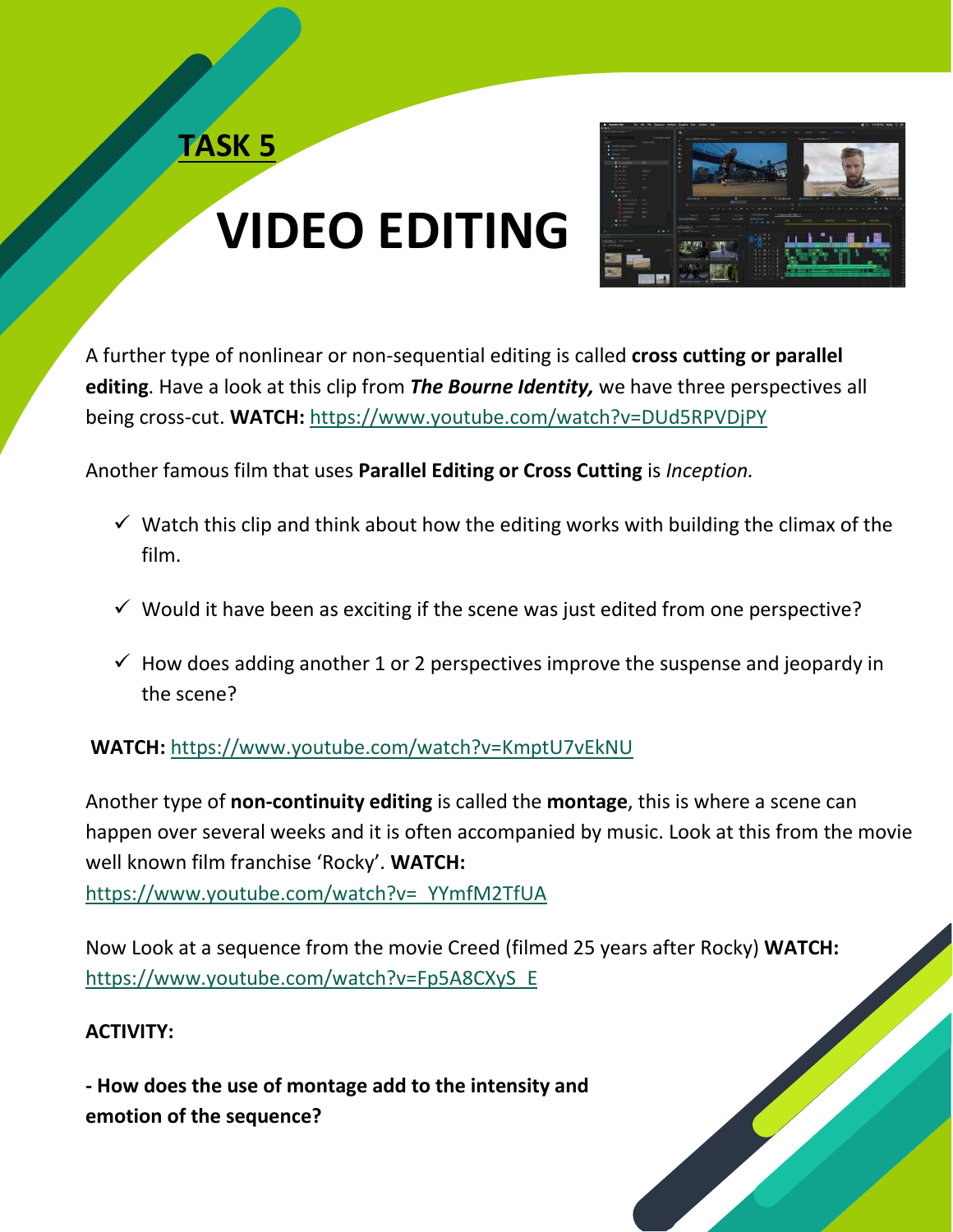**TASK 5**

# VIDEO EDITING

A further type of nonlinear or non-sequential editing is called **cross cutting or parallel editing**. Have a look at this clip from ***The Bourne Identity,*** we have three perspectives all being cross-cut. **WATCH:** https://www.youtube.com/watch?v=DUd5RPVDjPY

Another famous film that uses **Parallel Editing or Cross Cutting** is *Inception.*

- ✓ Watch this clip and think about how the editing works with building the climax of the film.
- ✓ Would it have been as exciting if the scene was just edited from one perspective?
- ✓ How does adding another 1 or 2 perspectives improve the suspense and jeopardy in the scene?

**WATCH:** https://www.youtube.com/watch?v=KmptU7vEkNU

Another type of **non-continuity editing** is called the **montage**, this is where a scene can happen over several weeks and it is often accompanied by music. Look at this from the movie well known film franchise 'Rocky'. **WATCH:** https://www.youtube.com/watch?v=_YYmfM2TfUA

Now Look at a sequence from the movie Creed (filmed 25 years after Rocky) **WATCH:** https://www.youtube.com/watch?v=Fp5A8CXyS_E

**ACTIVITY:**

**- How does the use of montage add to the intensity and emotion of the sequence?**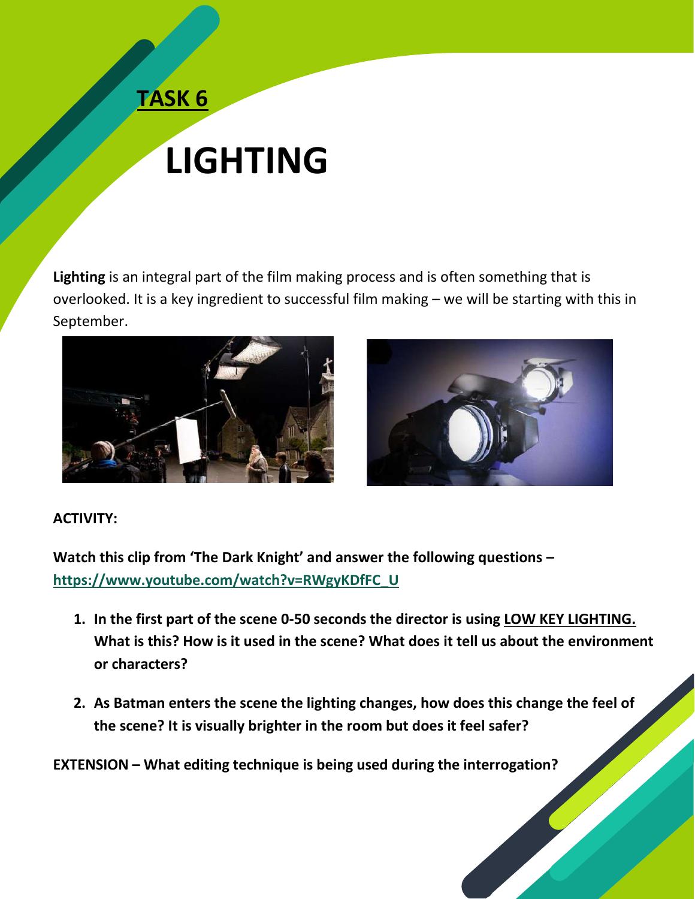## **TASK 6**

# LIGHTING

**Lighting** is an integral part of the film making process and is often something that is overlooked. It is a key ingredient to successful film making – we will be starting with this in September.

**ACTIVITY:**

**Watch this clip from 'The Dark Knight' and answer the following questions – [https://www.youtube.com/watch?v=RWgyKDfFC_U](https://www.youtube.com/watch?v=RWgyKDfFC_U)**

1. **In the first part of the scene 0-50 seconds the director is using LOW KEY LIGHTING. What is this? How is it used in the scene? What does it tell us about the environment or characters?**
2. **As Batman enters the scene the lighting changes, how does this change the feel of the scene? It is visually brighter in the room but does it feel safer?**

**EXTENSION – What editing technique is being used during the interrogation?**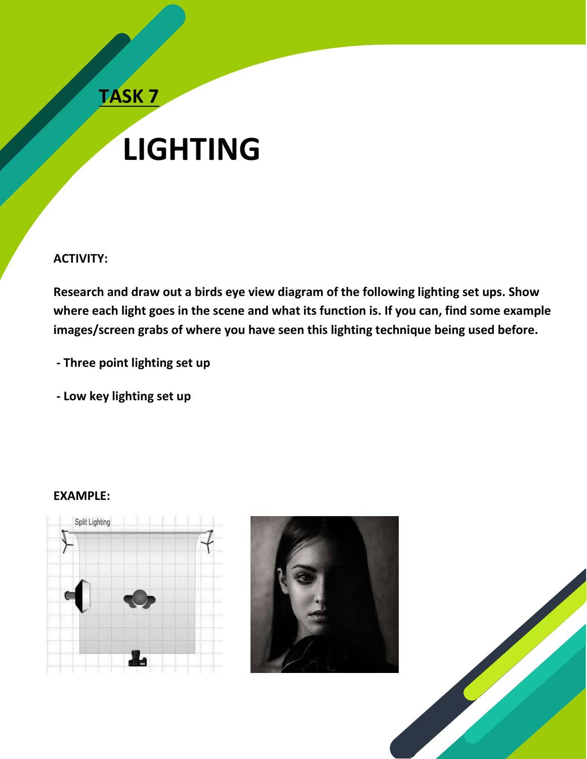## TASK 7

# LIGHTING

**ACTIVITY:**

**Research and draw out a birds eye view diagram of the following lighting set ups. Show where each light goes in the scene and what its function is. If you can, find some example images/screen grabs of where you have seen this lighting technique being used before.**

**- Three point lighting set up**

**- Low key lighting set up**

**EXAMPLE:**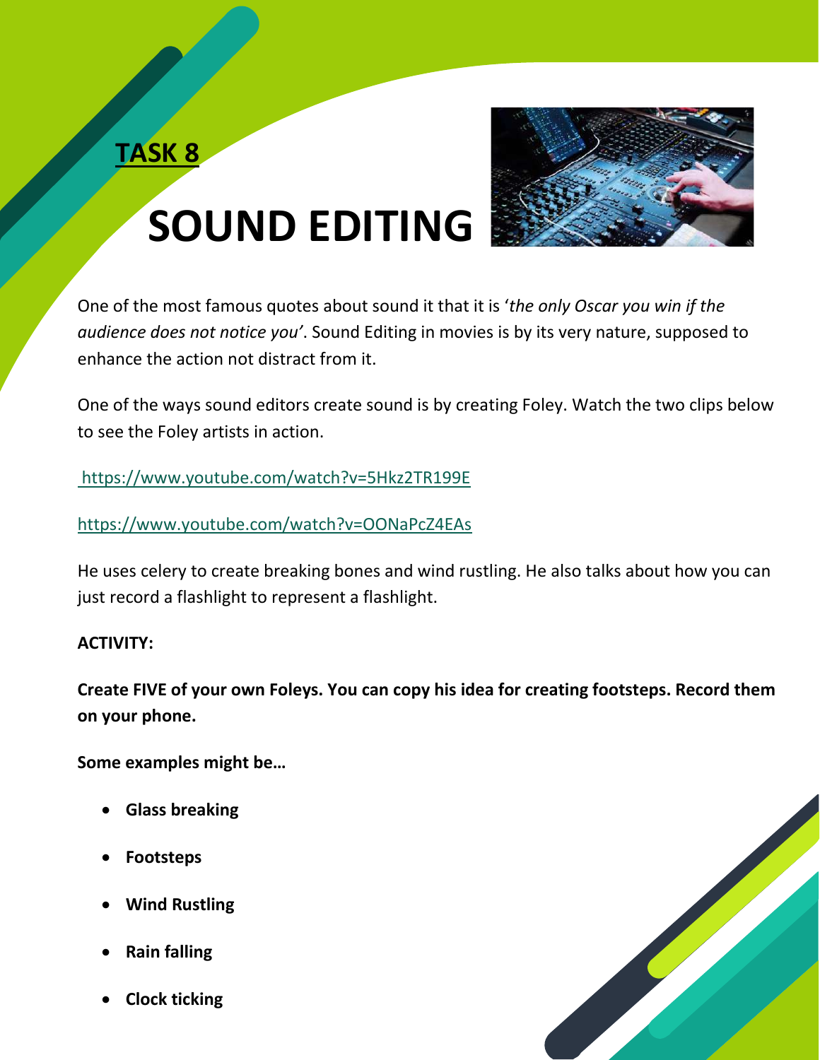**TASK 8**

# SOUND EDITING

One of the most famous quotes about sound it that it is '*the only Oscar you win if the audience does not notice you'*. Sound Editing in movies is by its very nature, supposed to enhance the action not distract from it.

One of the ways sound editors create sound is by creating Foley. Watch the two clips below to see the Foley artists in action.

https://www.youtube.com/watch?v=5Hkz2TR199E

https://www.youtube.com/watch?v=OONaPcZ4EAs

He uses celery to create breaking bones and wind rustling. He also talks about how you can just record a flashlight to represent a flashlight.

**ACTIVITY:**

**Create FIVE of your own Foleys. You can copy his idea for creating footsteps. Record them on your phone.**

**Some examples might be…**

- **Glass breaking**
- **Footsteps**
- **Wind Rustling**
- **Rain falling**
- **Clock ticking**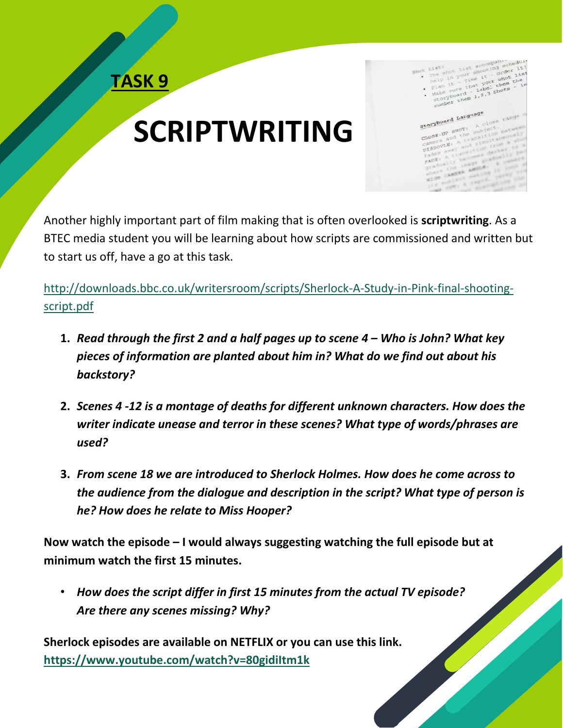## TASK 9

# SCRIPTWRITING

Another highly important part of film making that is often overlooked is **scriptwriting**. As a BTEC media student you will be learning about how scripts are commissioned and written but to start us off, have a go at this task.

http://downloads.bbc.co.uk/writersroom/scripts/Sherlock-A-Study-in-Pink-final-shooting-script.pdf

1. ***Read through the first 2 and a half pages up to scene 4 – Who is John? What key pieces of information are planted about him in? What do we find out about his backstory?***

2. ***Scenes 4 -12 is a montage of deaths for different unknown characters. How does the writer indicate unease and terror in these scenes? What type of words/phrases are used?***

3. ***From scene 18 we are introduced to Sherlock Holmes. How does he come across to the audience from the dialogue and description in the script? What type of person is he? How does he relate to Miss Hooper?***

**Now watch the episode – I would always suggesting watching the full episode but at minimum watch the first 15 minutes.**

- ***How does the script differ in first 15 minutes from the actual TV episode? Are there any scenes missing? Why?***

**Sherlock episodes are available on NETFLIX or you can use this link.**
**https://www.youtube.com/watch?v=80gidiItm1k**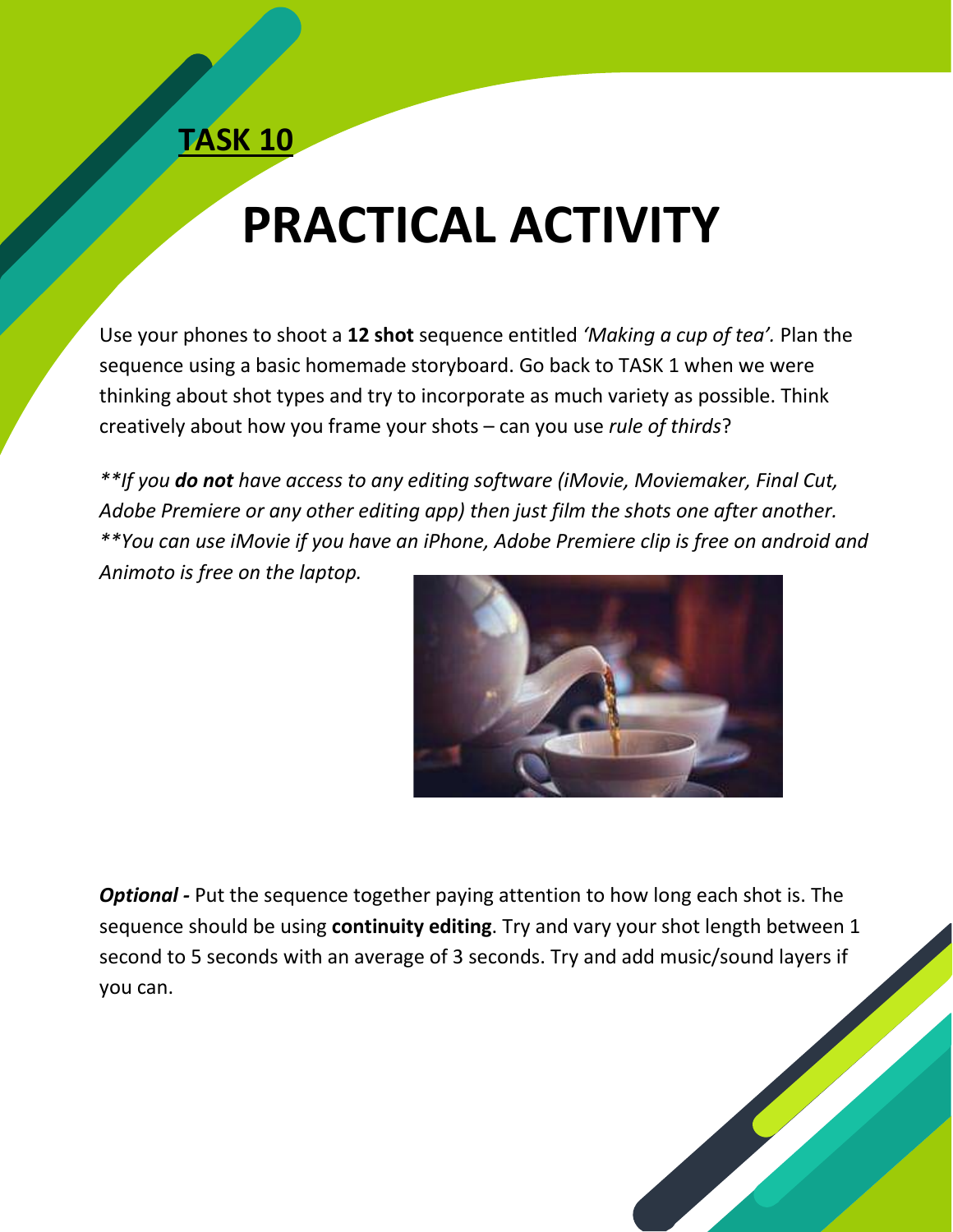**TASK 10**

# PRACTICAL ACTIVITY

Use your phones to shoot a **12 shot** sequence entitled *'Making a cup of tea'.* Plan the sequence using a basic homemade storyboard. Go back to TASK 1 when we were thinking about shot types and try to incorporate as much variety as possible. Think creatively about how you frame your shots – can you use *rule of thirds*?

*\*\*If you **do not** have access to any editing software (iMovie, Moviemaker, Final Cut, Adobe Premiere or any other editing app) then just film the shots one after another.*
*\*\*You can use iMovie if you have an iPhone, Adobe Premiere clip is free on android and Animoto is free on the laptop.*

***Optional -*** Put the sequence together paying attention to how long each shot is. The sequence should be using **continuity editing**. Try and vary your shot length between 1 second to 5 seconds with an average of 3 seconds. Try and add music/sound layers if you can.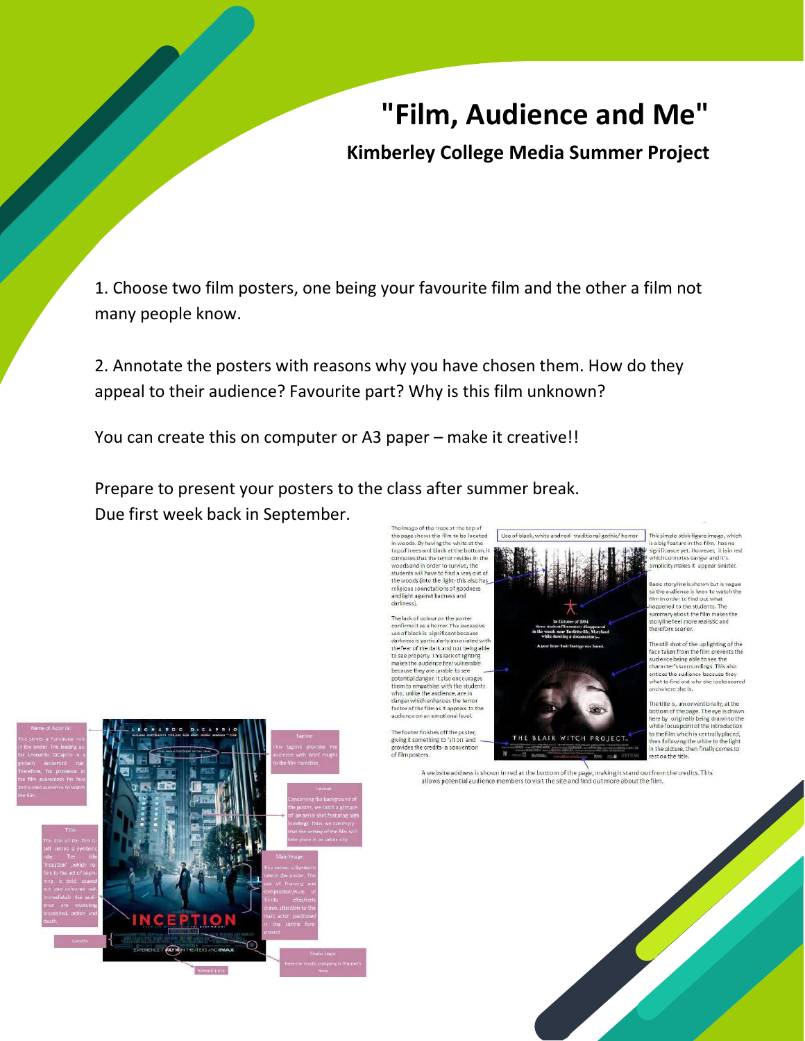# "Film, Audience and Me"

## Kimberley College Media Summer Project

1. Choose two film posters, one being your favourite film and the other a film not many people know.

2. Annotate the posters with reasons why you have chosen them. How do they appeal to their audience? Favourite part? Why is this film unknown?

You can create this on computer or A3 paper – make it creative!!

Prepare to present your posters to the class after summer break.
Due first week back in September.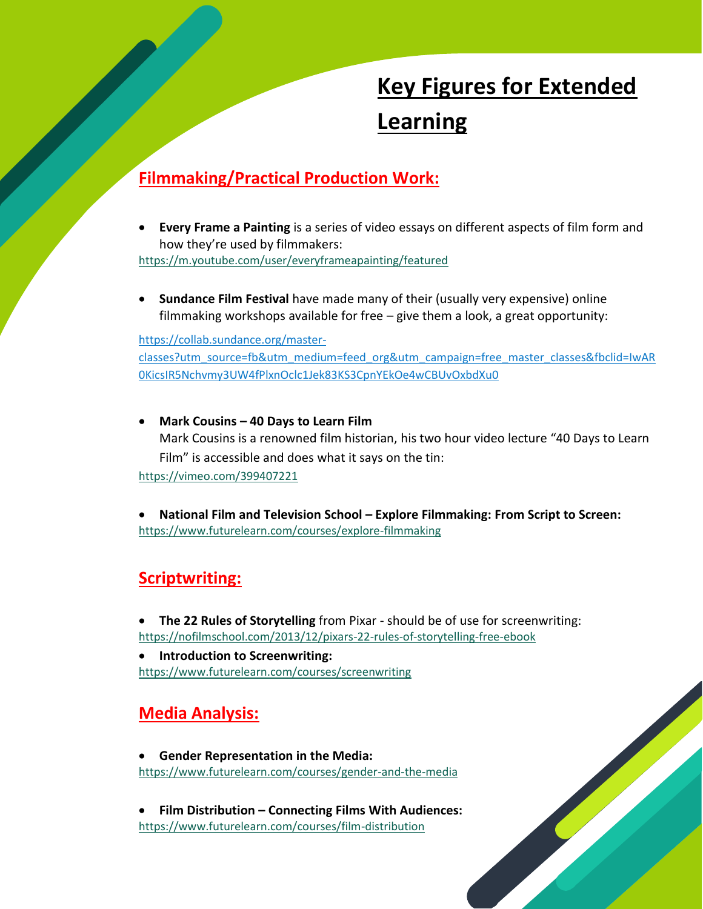# Key Figures for Extended Learning

## Filmmaking/Practical Production Work:

- **Every Frame a Painting** is a series of video essays on different aspects of film form and how they're used by filmmakers:

https://m.youtube.com/user/everyframeapainting/featured

- **Sundance Film Festival** have made many of their (usually very expensive) online filmmaking workshops available for free – give them a look, a great opportunity:

https://collab.sundance.org/master-classes?utm_source=fb&utm_medium=feed_org&utm_campaign=free_master_classes&fbclid=IwAR0KicsIR5Nchvmy3UW4fPlxnOclc1Jek83KS3CpnYEkOe4wCBUvOxbdXu0

- **Mark Cousins – 40 Days to Learn Film**
  Mark Cousins is a renowned film historian, his two hour video lecture "40 Days to Learn Film" is accessible and does what it says on the tin:

https://vimeo.com/399407221

- **National Film and Television School – Explore Filmmaking: From Script to Screen:**

https://www.futurelearn.com/courses/explore-filmmaking

## Scriptwriting:

- **The 22 Rules of Storytelling** from Pixar - should be of use for screenwriting:

https://nofilmschool.com/2013/12/pixars-22-rules-of-storytelling-free-ebook

- **Introduction to Screenwriting:**

https://www.futurelearn.com/courses/screenwriting

## Media Analysis:

- **Gender Representation in the Media:**

https://www.futurelearn.com/courses/gender-and-the-media

- **Film Distribution – Connecting Films With Audiences:**

https://www.futurelearn.com/courses/film-distribution